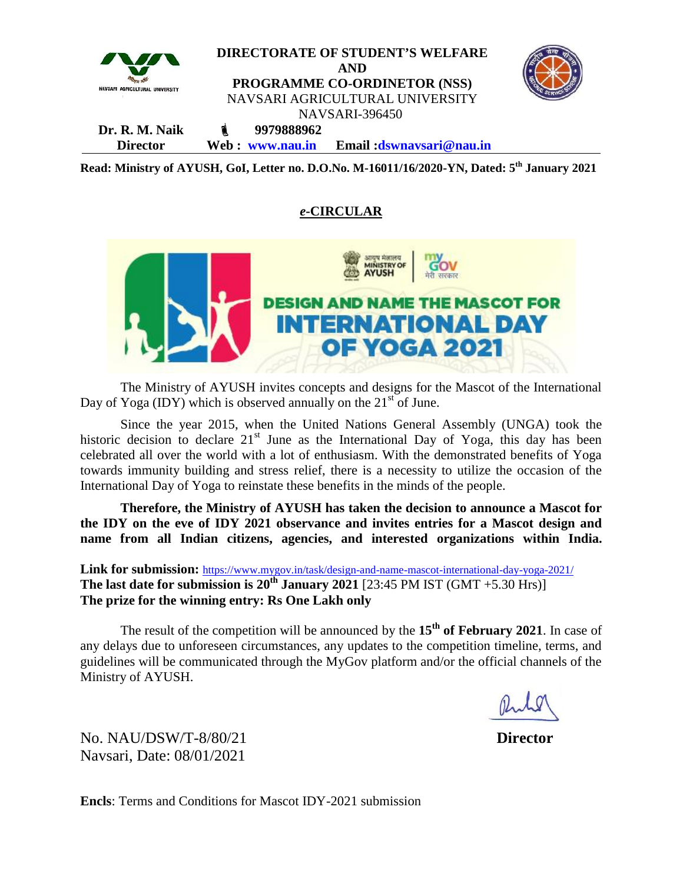**DIRECTORATE OF STUDENT'S WELFARE**
**AND**
**PROGRAMME CO-ORDINETOR (NSS)**
NAVSARI AGRICULTURAL UNIVERSITY
NAVSARI-396450

**Dr. R. M. Naik** 9979888962
**Director** **Web :** www.nau.in **Email :** dswnavsari@nau.in

**Read: Ministry of AYUSH, GoI, Letter no. D.O.No. M-16011/16/2020-YN, Dated: 5th January 2021**

## *e*-CIRCULAR

**DESIGN AND NAME THE MASCOT FOR INTERNATIONAL DAY OF YOGA 2021**

The Ministry of AYUSH invites concepts and designs for the Mascot of the International Day of Yoga (IDY) which is observed annually on the 21st of June.

Since the year 2015, when the United Nations General Assembly (UNGA) took the historic decision to declare 21st June as the International Day of Yoga, this day has been celebrated all over the world with a lot of enthusiasm. With the demonstrated benefits of Yoga towards immunity building and stress relief, there is a necessity to utilize the occasion of the International Day of Yoga to reinstate these benefits in the minds of the people.

**Therefore, the Ministry of AYUSH has taken the decision to announce a Mascot for the IDY on the eve of IDY 2021 observance and invites entries for a Mascot design and name from all Indian citizens, agencies, and interested organizations within India.**

**Link for submission:** https://www.mygov.in/task/design-and-name-mascot-international-day-yoga-2021/
**The last date for submission is 20th January 2021** [23:45 PM IST (GMT +5.30 Hrs)]
**The prize for the winning entry: Rs One Lakh only**

The result of the competition will be announced by the **15th of February 2021**. In case of any delays due to unforeseen circumstances, any updates to the competition timeline, terms, and guidelines will be communicated through the MyGov platform and/or the official channels of the Ministry of AYUSH.

**Director**

No. NAU/DSW/T-8/80/21
Navsari, Date: 08/01/2021

**Encls**: Terms and Conditions for Mascot IDY-2021 submission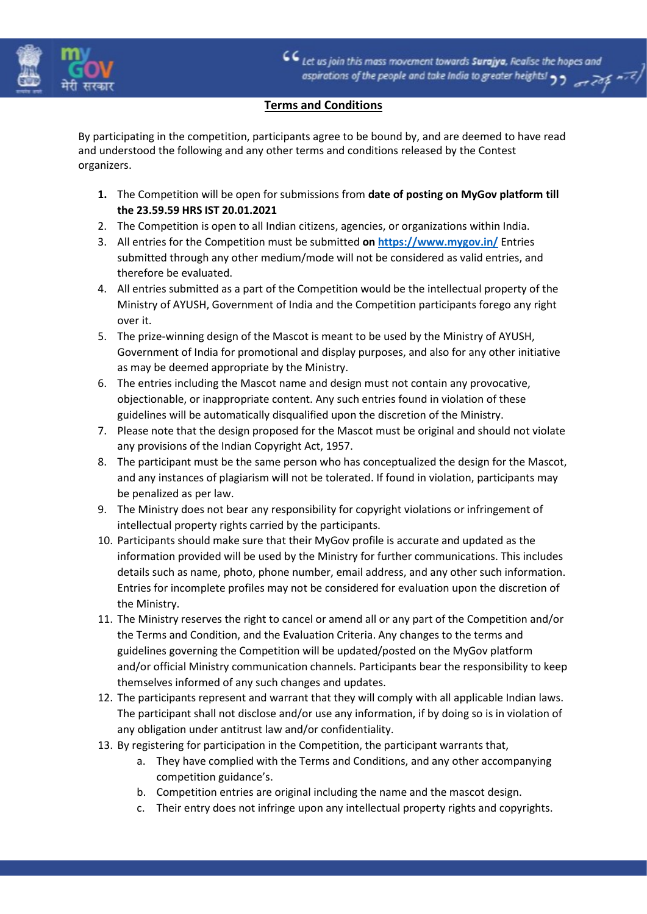## Terms and Conditions

By participating in the competition, participants agree to be bound by, and are deemed to have read and understood the following and any other terms and conditions released by the Contest organizers.

1. The Competition will be open for submissions from **date of posting on MyGov platform till the 23.59.59 HRS IST 20.01.2021**
2. The Competition is open to all Indian citizens, agencies, or organizations within India.
3. All entries for the Competition must be submitted **on** [https://www.mygov.in/](https://www.mygov.in/) Entries submitted through any other medium/mode will not be considered as valid entries, and therefore be evaluated.
4. All entries submitted as a part of the Competition would be the intellectual property of the Ministry of AYUSH, Government of India and the Competition participants forego any right over it.
5. The prize-winning design of the Mascot is meant to be used by the Ministry of AYUSH, Government of India for promotional and display purposes, and also for any other initiative as may be deemed appropriate by the Ministry.
6. The entries including the Mascot name and design must not contain any provocative, objectionable, or inappropriate content. Any such entries found in violation of these guidelines will be automatically disqualified upon the discretion of the Ministry.
7. Please note that the design proposed for the Mascot must be original and should not violate any provisions of the Indian Copyright Act, 1957.
8. The participant must be the same person who has conceptualized the design for the Mascot, and any instances of plagiarism will not be tolerated. If found in violation, participants may be penalized as per law.
9. The Ministry does not bear any responsibility for copyright violations or infringement of intellectual property rights carried by the participants.
10. Participants should make sure that their MyGov profile is accurate and updated as the information provided will be used by the Ministry for further communications. This includes details such as name, photo, phone number, email address, and any other such information. Entries for incomplete profiles may not be considered for evaluation upon the discretion of the Ministry.
11. The Ministry reserves the right to cancel or amend all or any part of the Competition and/or the Terms and Condition, and the Evaluation Criteria. Any changes to the terms and guidelines governing the Competition will be updated/posted on the MyGov platform and/or official Ministry communication channels. Participants bear the responsibility to keep themselves informed of any such changes and updates.
12. The participants represent and warrant that they will comply with all applicable Indian laws. The participant shall not disclose and/or use any information, if by doing so is in violation of any obligation under antitrust law and/or confidentiality.
13. By registering for participation in the Competition, the participant warrants that,
    a. They have complied with the Terms and Conditions, and any other accompanying competition guidance's.
    b. Competition entries are original including the name and the mascot design.
    c. Their entry does not infringe upon any intellectual property rights and copyrights.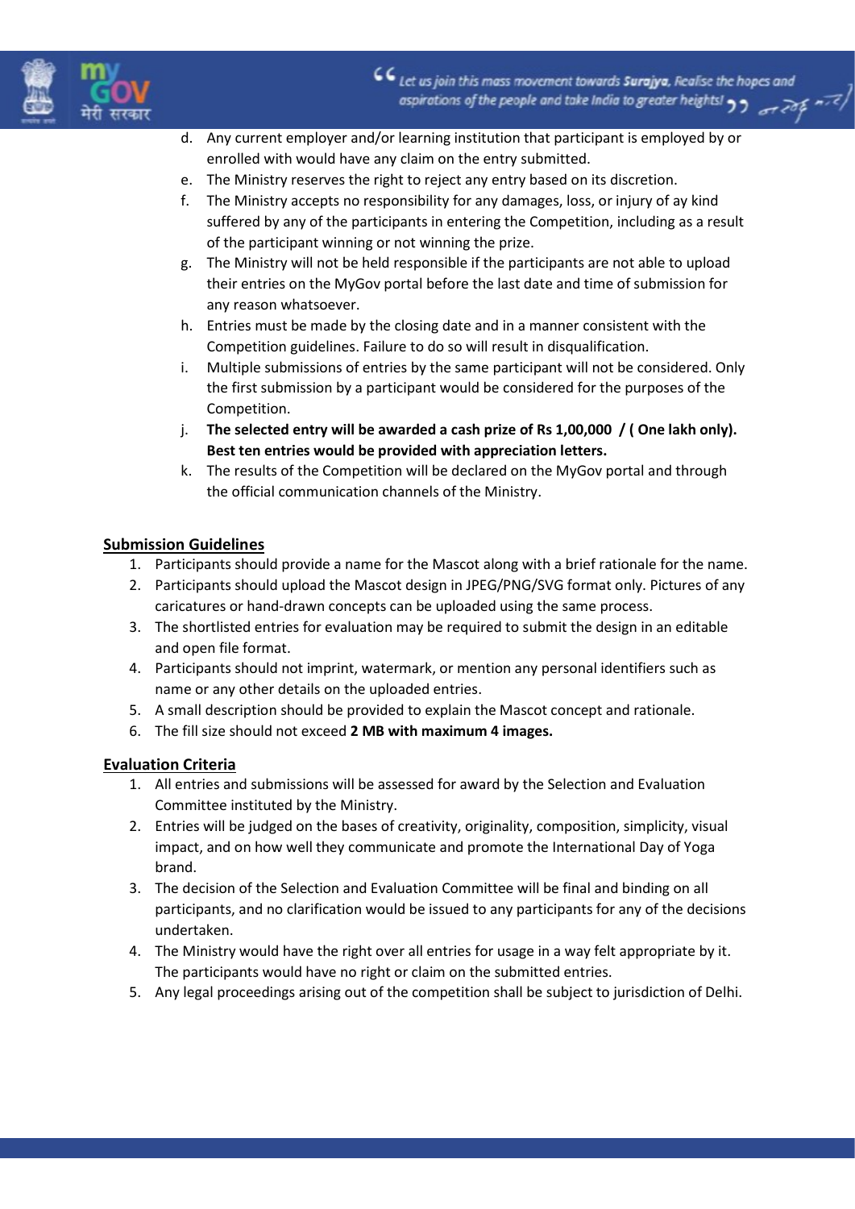d. Any current employer and/or learning institution that participant is employed by or enrolled with would have any claim on the entry submitted.
e. The Ministry reserves the right to reject any entry based on its discretion.
f. The Ministry accepts no responsibility for any damages, loss, or injury of ay kind suffered by any of the participants in entering the Competition, including as a result of the participant winning or not winning the prize.
g. The Ministry will not be held responsible if the participants are not able to upload their entries on the MyGov portal before the last date and time of submission for any reason whatsoever.
h. Entries must be made by the closing date and in a manner consistent with the Competition guidelines. Failure to do so will result in disqualification.
i. Multiple submissions of entries by the same participant will not be considered. Only the first submission by a participant would be considered for the purposes of the Competition.
j. **The selected entry will be awarded a cash prize of Rs 1,00,000 / ( One lakh only). Best ten entries would be provided with appreciation letters.**
k. The results of the Competition will be declared on the MyGov portal and through the official communication channels of the Ministry.

## Submission Guidelines

1. Participants should provide a name for the Mascot along with a brief rationale for the name.
2. Participants should upload the Mascot design in JPEG/PNG/SVG format only. Pictures of any caricatures or hand-drawn concepts can be uploaded using the same process.
3. The shortlisted entries for evaluation may be required to submit the design in an editable and open file format.
4. Participants should not imprint, watermark, or mention any personal identifiers such as name or any other details on the uploaded entries.
5. A small description should be provided to explain the Mascot concept and rationale.
6. The fill size should not exceed **2 MB with maximum 4 images.**

## Evaluation Criteria

1. All entries and submissions will be assessed for award by the Selection and Evaluation Committee instituted by the Ministry.
2. Entries will be judged on the bases of creativity, originality, composition, simplicity, visual impact, and on how well they communicate and promote the International Day of Yoga brand.
3. The decision of the Selection and Evaluation Committee will be final and binding on all participants, and no clarification would be issued to any participants for any of the decisions undertaken.
4. The Ministry would have the right over all entries for usage in a way felt appropriate by it. The participants would have no right or claim on the submitted entries.
5. Any legal proceedings arising out of the competition shall be subject to jurisdiction of Delhi.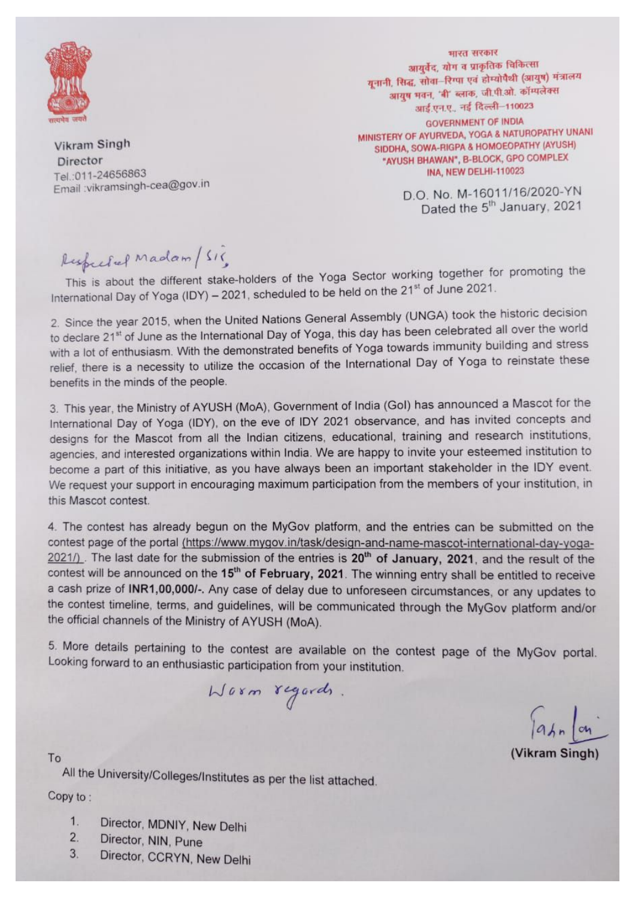Vikram Singh
Director
Tel.:011-24656863
Email :vikramsingh-cea@gov.in

भारत सरकार
आयुर्वेद, योग व प्राकृतिक चिकित्सा
यूनानी, सिद्ध, सोवा–रिग्पा एवं होम्योपैथी (आयुष) मंत्रालय
आयुष भवन, 'बी' ब्लाक, जी.पी.ओ. कॉम्पलेक्स
आई.एन.ए., नई दिल्ली–110023

GOVERNMENT OF INDIA
MINISTRY OF AYURVEDA, YOGA & NATUROPATHY UNANI
SIDDHA, SOWA-RIGPA & HOMOEOPATHY (AYUSH)
"AYUSH BHAWAN", B-BLOCK, GPO COMPLEX
INA, NEW DELHI-110023

D.O. No. M-16011/16/2020-YN
Dated the 5th January, 2021

Respected Madam/Sir,

This is about the different stake-holders of the Yoga Sector working together for promoting the International Day of Yoga (IDY) – 2021, scheduled to be held on the 21st of June 2021.

2. Since the year 2015, when the United Nations General Assembly (UNGA) took the historic decision to declare 21st of June as the International Day of Yoga, this day has been celebrated all over the world with a lot of enthusiasm. With the demonstrated benefits of Yoga towards immunity building and stress relief, there is a necessity to utilize the occasion of the International Day of Yoga to reinstate these benefits in the minds of the people.

3. This year, the Ministry of AYUSH (MoA), Government of India (GoI) has announced a Mascot for the International Day of Yoga (IDY), on the eve of IDY 2021 observance, and has invited concepts and designs for the Mascot from all the Indian citizens, educational, training and research institutions, agencies, and interested organizations within India. We are happy to invite your esteemed institution to become a part of this initiative, as you have always been an important stakeholder in the IDY event. We request your support in encouraging maximum participation from the members of your institution, in this Mascot contest.

4. The contest has already begun on the MyGov platform, and the entries can be submitted on the contest page of the portal (https://www.mygov.in/task/design-and-name-mascot-international-day-yoga-2021/). The last date for the submission of the entries is **20th of January, 2021**, and the result of the contest will be announced on the **15th of February, 2021**. The winning entry shall be entitled to receive a cash prize of **INR1,00,000/-**. Any case of delay due to unforeseen circumstances, or any updates to the contest timeline, terms, and guidelines, will be communicated through the MyGov platform and/or the official channels of the Ministry of AYUSH (MoA).

5. More details pertaining to the contest are available on the contest page of the MyGov portal. Looking forward to an enthusiastic participation from your institution.

Warm regards.

(Vikram Singh)

To

All the University/Colleges/Institutes as per the list attached.

Copy to :

1. Director, MDNIY, New Delhi
2. Director, NIN, Pune
3. Director, CCRYN, New Delhi